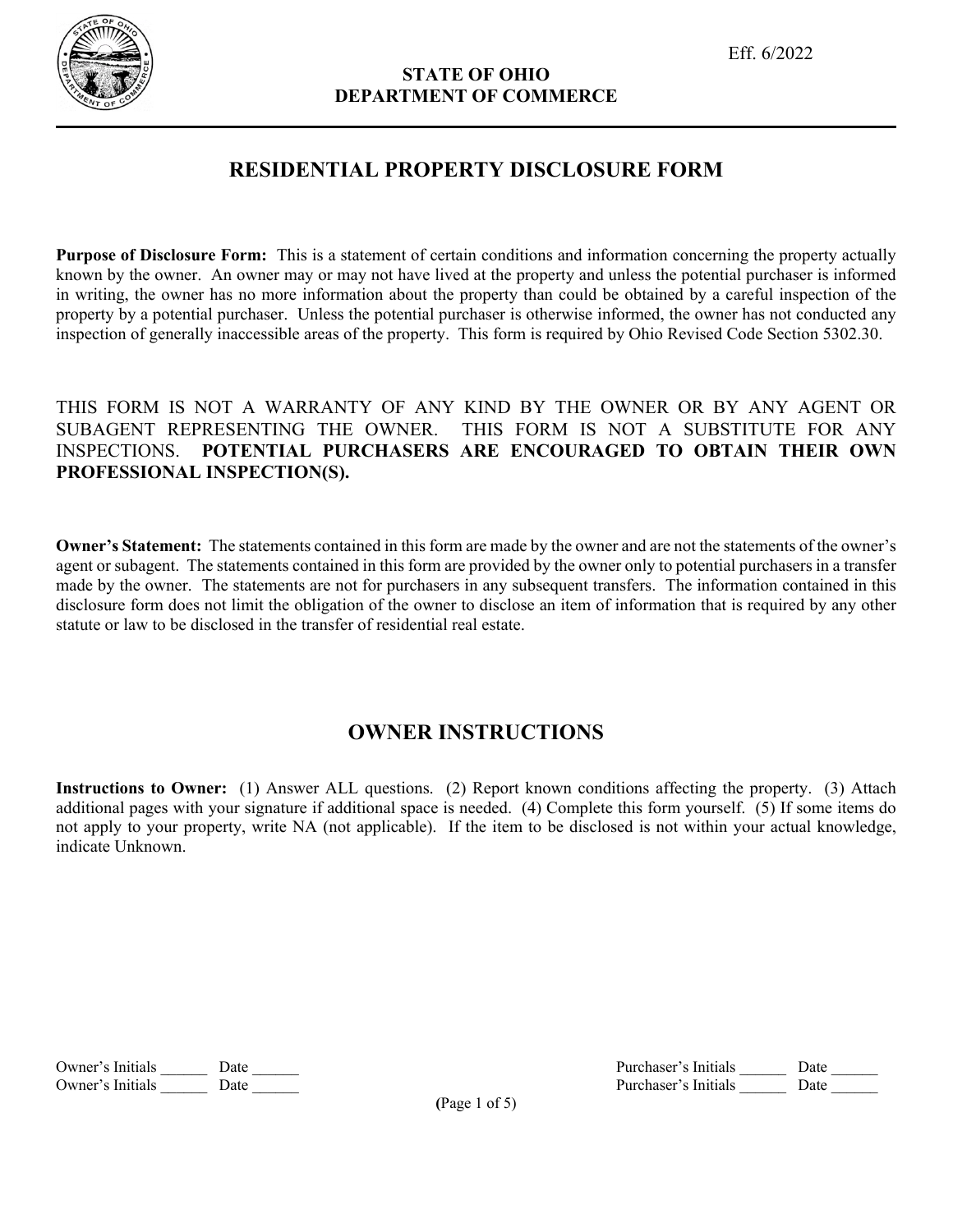Eff. 6/2022

**STATE OF OHIO**
**DEPARTMENT OF COMMERCE**

# RESIDENTIAL PROPERTY DISCLOSURE FORM

**Purpose of Disclosure Form:** This is a statement of certain conditions and information concerning the property actually known by the owner. An owner may or may not have lived at the property and unless the potential purchaser is informed in writing, the owner has no more information about the property than could be obtained by a careful inspection of the property by a potential purchaser. Unless the potential purchaser is otherwise informed, the owner has not conducted any inspection of generally inaccessible areas of the property. This form is required by Ohio Revised Code Section 5302.30.

THIS FORM IS NOT A WARRANTY OF ANY KIND BY THE OWNER OR BY ANY AGENT OR SUBAGENT REPRESENTING THE OWNER. THIS FORM IS NOT A SUBSTITUTE FOR ANY INSPECTIONS. **POTENTIAL PURCHASERS ARE ENCOURAGED TO OBTAIN THEIR OWN PROFESSIONAL INSPECTION(S).**

**Owner's Statement:** The statements contained in this form are made by the owner and are not the statements of the owner's agent or subagent. The statements contained in this form are provided by the owner only to potential purchasers in a transfer made by the owner. The statements are not for purchasers in any subsequent transfers. The information contained in this disclosure form does not limit the obligation of the owner to disclose an item of information that is required by any other statute or law to be disclosed in the transfer of residential real estate.

## OWNER INSTRUCTIONS

**Instructions to Owner:** (1) Answer ALL questions. (2) Report known conditions affecting the property. (3) Attach additional pages with your signature if additional space is needed. (4) Complete this form yourself. (5) If some items do not apply to your property, write NA (not applicable). If the item to be disclosed is not within your actual knowledge, indicate Unknown.

Owner's Initials ______ Date ______ Purchaser's Initials ______ Date ______
Owner's Initials ______ Date ______ Purchaser's Initials ______ Date ______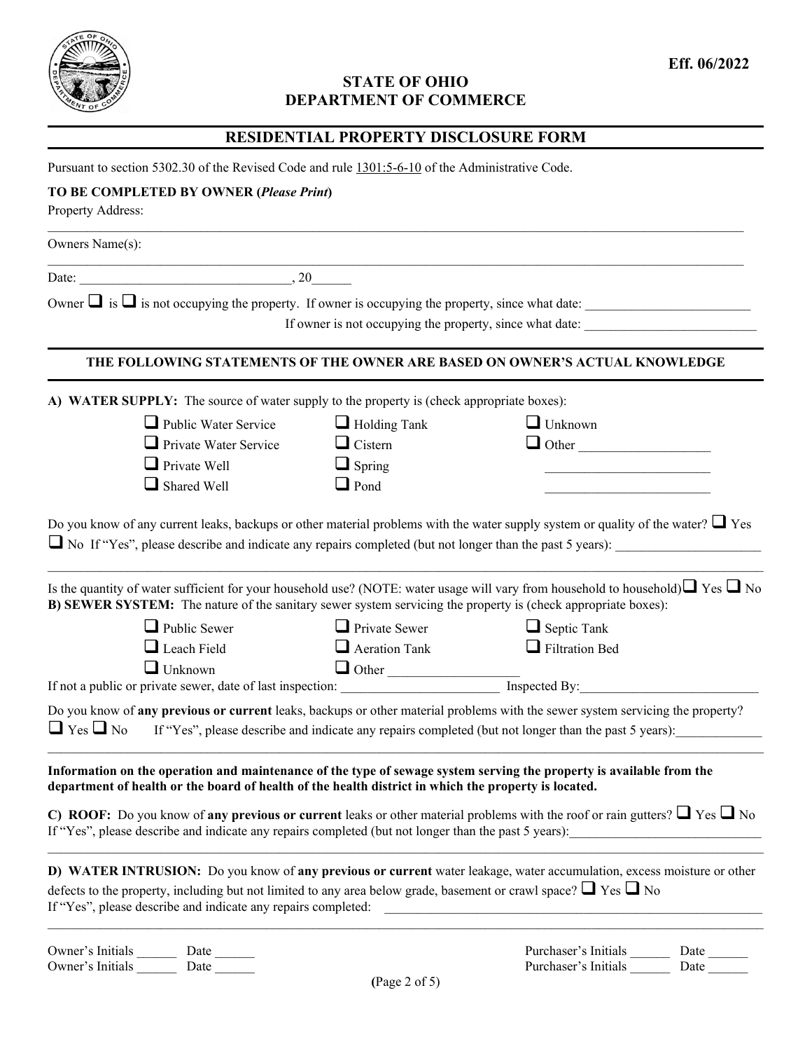Eff. 06/2022

# STATE OF OHIO
# DEPARTMENT OF COMMERCE

## RESIDENTIAL PROPERTY DISCLOSURE FORM

Pursuant to section 5302.30 of the Revised Code and rule 1301:5-6-10 of the Administrative Code.

**TO BE COMPLETED BY OWNER (*Please Print*)**

Property Address:

_______________________________________________________________________________

Owners Name(s):

_______________________________________________________________________________

Date: ________________________________, 20______

Owner ☐ is ☐ is not occupying the property. If owner is occupying the property, since what date: _________________________

If owner is not occupying the property, since what date: __________________________

**THE FOLLOWING STATEMENTS OF THE OWNER ARE BASED ON OWNER'S ACTUAL KNOWLEDGE**

**A) WATER SUPPLY:** The source of water supply to the property is (check appropriate boxes):

| | | |
|---|---|---|
| ☐ Public Water Service | ☐ Holding Tank | ☐ Unknown |
| ☐ Private Water Service | ☐ Cistern | ☐ Other ____________________ |
| ☐ Private Well | ☐ Spring | _________________________ |
| ☐ Shared Well | ☐ Pond | _________________________ |

Do you know of any current leaks, backups or other material problems with the water supply system or quality of the water? ☐ Yes ☐ No If "Yes", please describe and indicate any repairs completed (but not longer than the past 5 years): ______________________

_______________________________________________________________________________

Is the quantity of water sufficient for your household use? (NOTE: water usage will vary from household to household) ☐ Yes ☐ No

**B) SEWER SYSTEM:** The nature of the sanitary sewer system servicing the property is (check appropriate boxes):

| | | |
|---|---|---|
| ☐ Public Sewer | ☐ Private Sewer | ☐ Septic Tank |
| ☐ Leach Field | ☐ Aeration Tank | ☐ Filtration Bed |
| ☐ Unknown | ☐ Other ____________________ | |

If not a public or private sewer, date of last inspection: _______________________ Inspected By:___________________________

Do you know of **any previous or current** leaks, backups or other material problems with the sewer system servicing the property? ☐ Yes ☐ No If "Yes", please describe and indicate any repairs completed (but not longer than the past 5 years):_____________

_______________________________________________________________________________

**Information on the operation and maintenance of the type of sewage system serving the property is available from the department of health or the board of health of the health district in which the property is located.**

**C) ROOF:** Do you know of **any previous or current** leaks or other material problems with the roof or rain gutters? ☐ Yes ☐ No If "Yes", please describe and indicate any repairs completed (but not longer than the past 5 years):____________________________

_______________________________________________________________________________

**D) WATER INTRUSION:** Do you know of **any previous or current** water leakage, water accumulation, excess moisture or other defects to the property, including but not limited to any area below grade, basement or crawl space? ☐ Yes ☐ No If "Yes", please describe and indicate any repairs completed: ____________________________________________________________

_______________________________________________________________________________

Owner's Initials ______ Date ______ Purchaser's Initials ______ Date ______
Owner's Initials ______ Date ______ Purchaser's Initials ______ Date ______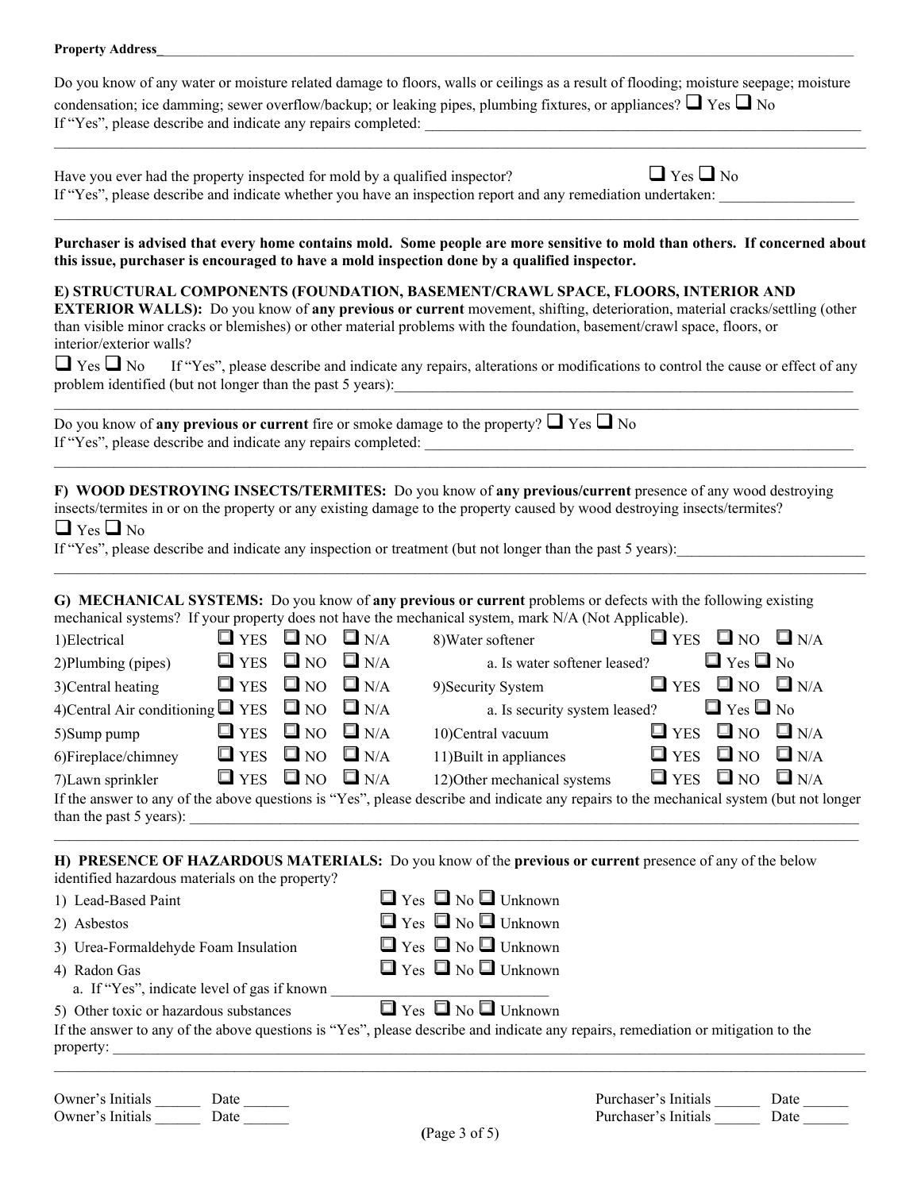**Property Address**\_\_\_\_\_\_\_\_\_\_\_\_\_\_\_\_\_\_\_\_\_\_\_\_\_\_\_\_\_\_\_\_\_\_\_\_\_\_\_\_\_\_\_\_\_\_\_\_\_\_\_\_\_\_\_\_\_\_\_\_

Do you know of any water or moisture related damage to floors, walls or ceilings as a result of flooding; moisture seepage; moisture condensation; ice damming; sewer overflow/backup; or leaking pipes, plumbing fixtures, or appliances? ☐ Yes ☐ No
If "Yes", please describe and indicate any repairs completed: \_\_\_\_\_\_\_\_\_\_\_\_\_\_\_\_\_\_\_\_\_\_\_\_\_\_\_\_\_\_\_\_\_\_\_\_\_\_\_\_\_\_\_\_

Have you ever had the property inspected for mold by a qualified inspector? ☐ Yes ☐ No
If "Yes", please describe and indicate whether you have an inspection report and any remediation undertaken: \_\_\_\_\_\_\_\_\_\_\_\_\_\_\_\_\_\_

**Purchaser is advised that every home contains mold. Some people are more sensitive to mold than others. If concerned about this issue, purchaser is encouraged to have a mold inspection done by a qualified inspector.**

**E) STRUCTURAL COMPONENTS (FOUNDATION, BASEMENT/CRAWL SPACE, FLOORS, INTERIOR AND EXTERIOR WALLS):** Do you know of **any previous or current** movement, shifting, deterioration, material cracks/settling (other than visible minor cracks or blemishes) or other material problems with the foundation, basement/crawl space, floors, or interior/exterior walls?
☐ Yes ☐ No If "Yes", please describe and indicate any repairs, alterations or modifications to control the cause or effect of any problem identified (but not longer than the past 5 years):\_\_\_\_\_\_\_\_\_\_\_\_\_\_\_\_\_\_\_\_\_\_\_\_\_\_\_\_\_\_\_\_\_\_\_\_\_\_\_\_

Do you know of **any previous or current** fire or smoke damage to the property? ☐ Yes ☐ No
If "Yes", please describe and indicate any repairs completed: \_\_\_\_\_\_\_\_\_\_\_\_\_\_\_\_\_\_\_\_\_\_\_\_\_\_\_\_\_\_\_\_\_\_\_\_\_\_\_\_\_\_\_\_

**F) WOOD DESTROYING INSECTS/TERMITES:** Do you know of **any previous/current** presence of any wood destroying insects/termites in or on the property or any existing damage to the property caused by wood destroying insects/termites?
☐ Yes ☐ No
If "Yes", please describe and indicate any inspection or treatment (but not longer than the past 5 years):\_\_\_\_\_\_\_\_\_\_\_\_\_\_\_\_\_\_\_\_\_\_\_\_\_\_

**G) MECHANICAL SYSTEMS:** Do you know of **any previous or current** problems or defects with the following existing mechanical systems? If your property does not have the mechanical system, mark N/A (Not Applicable).

| System | | | | System | | | |
|---|---|---|---|---|---|---|---|
| 1)Electrical | ☐ YES | ☐ NO | ☐ N/A | 8)Water softener | ☐ YES | ☐ NO | ☐ N/A |
| 2)Plumbing (pipes) | ☐ YES | ☐ NO | ☐ N/A | a. Is water softener leased? | ☐ Yes | ☐ No | |
| 3)Central heating | ☐ YES | ☐ NO | ☐ N/A | 9)Security System | ☐ YES | ☐ NO | ☐ N/A |
| 4)Central Air conditioning | ☐ YES | ☐ NO | ☐ N/A | a. Is security system leased? | ☐ Yes | ☐ No | |
| 5)Sump pump | ☐ YES | ☐ NO | ☐ N/A | 10)Central vacuum | ☐ YES | ☐ NO | ☐ N/A |
| 6)Fireplace/chimney | ☐ YES | ☐ NO | ☐ N/A | 11)Built in appliances | ☐ YES | ☐ NO | ☐ N/A |
| 7)Lawn sprinkler | ☐ YES | ☐ NO | ☐ N/A | 12)Other mechanical systems | ☐ YES | ☐ NO | ☐ N/A |

If the answer to any of the above questions is "Yes", please describe and indicate any repairs to the mechanical system (but not longer than the past 5 years): \_\_\_\_\_\_\_\_\_\_\_\_\_\_\_\_\_\_\_\_\_\_\_\_\_\_\_\_\_\_\_\_\_\_\_\_\_\_\_\_\_\_\_\_

**H) PRESENCE OF HAZARDOUS MATERIALS:** Do you know of the **previous or current** presence of any of the below identified hazardous materials on the property?

1) Lead-Based Paint ☐ Yes ☐ No ☐ Unknown
2) Asbestos ☐ Yes ☐ No ☐ Unknown
3) Urea-Formaldehyde Foam Insulation ☐ Yes ☐ No ☐ Unknown
4) Radon Gas ☐ Yes ☐ No ☐ Unknown
   a. If "Yes", indicate level of gas if known \_\_\_\_\_\_\_\_\_\_\_\_\_\_\_\_\_\_\_\_\_\_\_\_\_\_\_\_
5) Other toxic or hazardous substances ☐ Yes ☐ No ☐ Unknown

If the answer to any of the above questions is "Yes", please describe and indicate any repairs, remediation or mitigation to the property: \_\_\_\_\_\_\_\_\_\_\_\_\_\_\_\_\_\_\_\_\_\_\_\_\_\_\_\_\_\_\_\_\_\_\_\_\_\_\_\_\_\_\_\_

Owner's Initials \_\_\_\_\_\_ Date \_\_\_\_\_\_ Purchaser's Initials \_\_\_\_\_\_ Date \_\_\_\_\_\_
Owner's Initials \_\_\_\_\_\_ Date \_\_\_\_\_\_ Purchaser's Initials \_\_\_\_\_\_ Date \_\_\_\_\_\_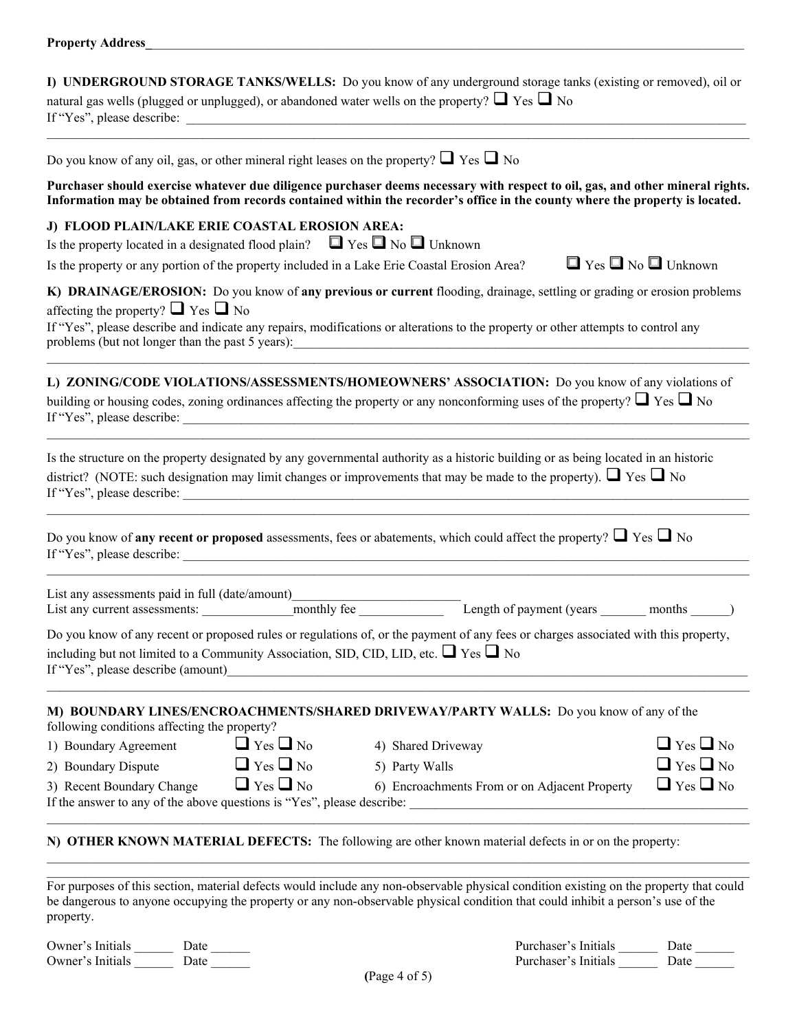**Property Address**\_\_\_\_\_\_\_\_\_\_\_\_\_\_\_\_\_\_\_\_\_\_\_\_\_\_\_\_\_\_\_\_\_\_\_\_\_\_\_\_\_\_\_\_\_\_\_\_\_\_\_\_\_\_\_\_\_\_\_\_\_\_\_\_\_\_\_\_\_\_\_\_\_\_\_\_

**I) UNDERGROUND STORAGE TANKS/WELLS:** Do you know of any underground storage tanks (existing or removed), oil or natural gas wells (plugged or unplugged), or abandoned water wells on the property? ❑ Yes ❑ No
If "Yes", please describe: \_\_\_\_\_\_\_\_\_\_\_\_\_\_\_\_\_\_\_\_\_\_\_\_\_\_\_\_\_\_\_\_\_\_\_\_\_\_\_\_\_\_\_\_\_\_\_\_\_\_\_\_\_\_\_\_\_\_\_\_\_\_\_\_\_\_\_\_\_\_\_\_\_\_\_\_

Do you know of any oil, gas, or other mineral right leases on the property? ❑ Yes ❑ No

**Purchaser should exercise whatever due diligence purchaser deems necessary with respect to oil, gas, and other mineral rights. Information may be obtained from records contained within the recorder's office in the county where the property is located.**

**J) FLOOD PLAIN/LAKE ERIE COASTAL EROSION AREA:**

Is the property located in a designated flood plain? ❑ Yes ❑ No ❑ Unknown

Is the property or any portion of the property included in a Lake Erie Coastal Erosion Area? ❑ Yes ❑ No ❑ Unknown

**K) DRAINAGE/EROSION:** Do you know of **any previous or current** flooding, drainage, settling or grading or erosion problems affecting the property? ❑ Yes ❑ No
If "Yes", please describe and indicate any repairs, modifications or alterations to the property or other attempts to control any problems (but not longer than the past 5 years):\_\_\_\_\_\_\_\_\_\_\_\_\_\_\_\_\_\_\_\_\_\_\_\_\_\_\_\_\_\_\_\_\_\_\_\_\_\_\_\_\_\_\_\_\_\_\_\_\_\_\_\_\_\_\_\_\_\_

**L) ZONING/CODE VIOLATIONS/ASSESSMENTS/HOMEOWNERS' ASSOCIATION:** Do you know of any violations of building or housing codes, zoning ordinances affecting the property or any nonconforming uses of the property? ❑ Yes ❑ No
If "Yes", please describe: \_\_\_\_\_\_\_\_\_\_\_\_\_\_\_\_\_\_\_\_\_\_\_\_\_\_\_\_\_\_\_\_\_\_\_\_\_\_\_\_\_\_\_\_\_\_\_\_\_\_\_\_\_\_\_\_\_\_\_\_\_\_\_\_\_\_\_\_\_\_\_\_\_\_\_\_

Is the structure on the property designated by any governmental authority as a historic building or as being located in an historic district? (NOTE: such designation may limit changes or improvements that may be made to the property). ❑ Yes ❑ No
If "Yes", please describe: \_\_\_\_\_\_\_\_\_\_\_\_\_\_\_\_\_\_\_\_\_\_\_\_\_\_\_\_\_\_\_\_\_\_\_\_\_\_\_\_\_\_\_\_\_\_\_\_\_\_\_\_\_\_\_\_\_\_\_\_\_\_\_\_\_\_\_\_\_\_\_\_\_\_\_\_

Do you know of **any recent or proposed** assessments, fees or abatements, which could affect the property? ❑ Yes ❑ No
If "Yes", please describe: \_\_\_\_\_\_\_\_\_\_\_\_\_\_\_\_\_\_\_\_\_\_\_\_\_\_\_\_\_\_\_\_\_\_\_\_\_\_\_\_\_\_\_\_\_\_\_\_\_\_\_\_\_\_\_\_\_\_\_\_\_\_\_\_\_\_\_\_\_\_\_\_\_\_\_\_

List any assessments paid in full (date/amount)\_\_\_\_\_\_\_\_\_\_\_\_\_\_\_\_\_\_\_\_\_\_\_\_\_\_
List any current assessments: \_\_\_\_\_\_\_\_\_\_\_\_\_\_monthly fee \_\_\_\_\_\_\_\_\_\_\_\_\_ Length of payment (years \_\_\_\_\_\_\_ months \_\_\_\_\_\_)

Do you know of any recent or proposed rules or regulations of, or the payment of any fees or charges associated with this property, including but not limited to a Community Association, SID, CID, LID, etc. ❑ Yes ❑ No
If "Yes", please describe (amount)\_\_\_\_\_\_\_\_\_\_\_\_\_\_\_\_\_\_\_\_\_\_\_\_\_\_\_\_\_\_\_\_\_\_\_\_\_\_\_\_\_\_\_\_\_\_\_\_\_\_\_\_\_\_\_\_\_\_\_\_\_\_\_\_\_\_\_\_\_\_

**M) BOUNDARY LINES/ENCROACHMENTS/SHARED DRIVEWAY/PARTY WALLS:** Do you know of any of the following conditions affecting the property?

| | | | |
|---|---|---|---|
| 1) Boundary Agreement | ❑ Yes ❑ No | 4) Shared Driveway | ❑ Yes ❑ No |
| 2) Boundary Dispute | ❑ Yes ❑ No | 5) Party Walls | ❑ Yes ❑ No |
| 3) Recent Boundary Change | ❑ Yes ❑ No | 6) Encroachments From or on Adjacent Property | ❑ Yes ❑ No |

If the answer to any of the above questions is "Yes", please describe: \_\_\_\_\_\_\_\_\_\_\_\_\_\_\_\_\_\_\_\_\_\_\_\_\_\_\_\_\_\_\_\_\_\_\_\_\_\_\_\_\_\_\_\_\_\_\_\_

**N) OTHER KNOWN MATERIAL DEFECTS:** The following are other known material defects in or on the property:

\_\_\_\_\_\_\_\_\_\_\_\_\_\_\_\_\_\_\_\_\_\_\_\_\_\_\_\_\_\_\_\_\_\_\_\_\_\_\_\_\_\_\_\_\_\_\_\_\_\_\_\_\_\_\_\_\_\_\_\_\_\_\_\_\_\_\_\_\_\_\_\_\_\_\_\_\_\_\_\_\_\_\_\_\_\_\_\_\_\_\_\_

For purposes of this section, material defects would include any non-observable physical condition existing on the property that could be dangerous to anyone occupying the property or any non-observable physical condition that could inhibit a person's use of the property.

Owner's Initials \_\_\_\_\_\_ Date \_\_\_\_\_\_
Owner's Initials \_\_\_\_\_\_ Date \_\_\_\_\_\_

Purchaser's Initials \_\_\_\_\_\_ Date \_\_\_\_\_\_
Purchaser's Initials \_\_\_\_\_\_ Date \_\_\_\_\_\_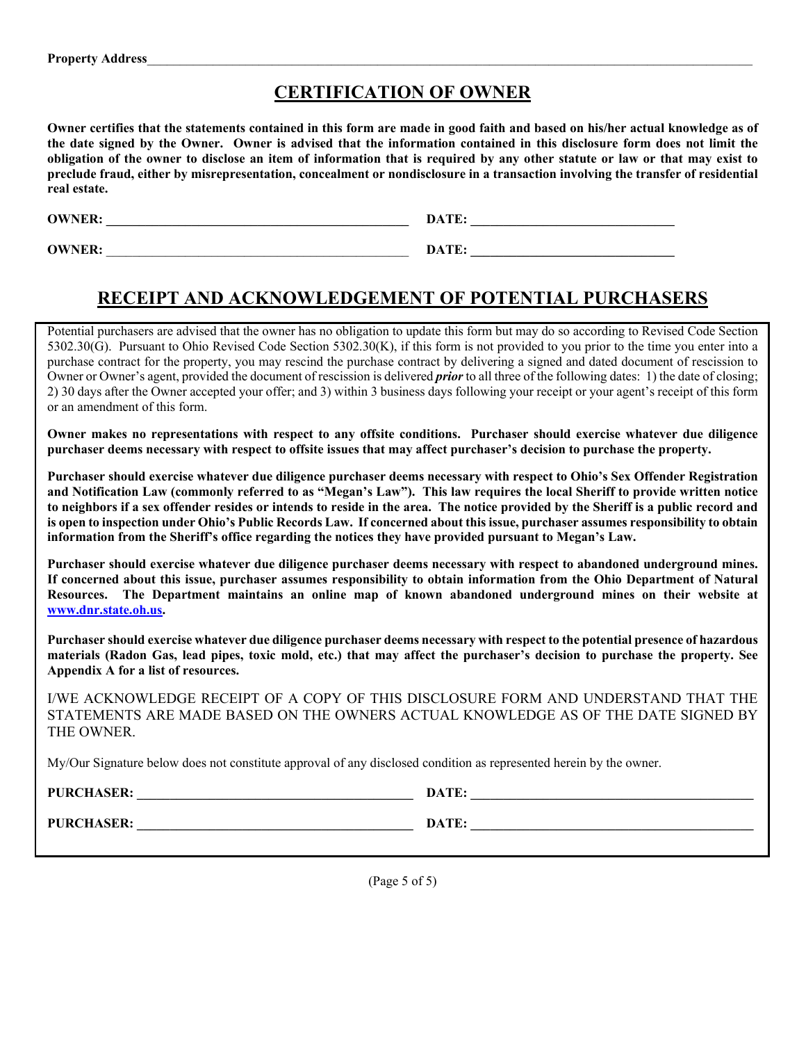**Property Address**\_\_\_\_\_\_\_\_\_\_\_\_\_\_\_\_\_\_\_\_\_\_\_\_\_\_\_\_\_\_\_\_\_\_\_\_\_\_\_\_\_\_\_\_\_\_\_\_\_\_\_\_\_\_\_\_\_\_\_\_\_\_\_\_\_\_

## CERTIFICATION OF OWNER

**Owner certifies that the statements contained in this form are made in good faith and based on his/her actual knowledge as of the date signed by the Owner. Owner is advised that the information contained in this disclosure form does not limit the obligation of the owner to disclose an item of information that is required by any other statute or law or that may exist to preclude fraud, either by misrepresentation, concealment or nondisclosure in a transaction involving the transfer of residential real estate.**

**OWNER:** \_\_\_\_\_\_\_\_\_\_\_\_\_\_\_\_\_\_\_\_\_\_\_\_\_\_\_\_\_\_\_\_\_\_\_\_\_\_\_\_ **DATE:** \_\_\_\_\_\_\_\_\_\_\_\_\_\_\_\_\_\_\_\_\_\_\_\_\_\_\_\_

**OWNER:** \_\_\_\_\_\_\_\_\_\_\_\_\_\_\_\_\_\_\_\_\_\_\_\_\_\_\_\_\_\_\_\_\_\_\_\_\_\_\_\_ **DATE:** \_\_\_\_\_\_\_\_\_\_\_\_\_\_\_\_\_\_\_\_\_\_\_\_\_\_\_\_

## RECEIPT AND ACKNOWLEDGEMENT OF POTENTIAL PURCHASERS

Potential purchasers are advised that the owner has no obligation to update this form but may do so according to Revised Code Section 5302.30(G). Pursuant to Ohio Revised Code Section 5302.30(K), if this form is not provided to you prior to the time you enter into a purchase contract for the property, you may rescind the purchase contract by delivering a signed and dated document of rescission to Owner or Owner's agent, provided the document of rescission is delivered ***prior*** to all three of the following dates: 1) the date of closing; 2) 30 days after the Owner accepted your offer; and 3) within 3 business days following your receipt or your agent's receipt of this form or an amendment of this form.

**Owner makes no representations with respect to any offsite conditions. Purchaser should exercise whatever due diligence purchaser deems necessary with respect to offsite issues that may affect purchaser's decision to purchase the property.**

**Purchaser should exercise whatever due diligence purchaser deems necessary with respect to Ohio's Sex Offender Registration and Notification Law (commonly referred to as "Megan's Law"). This law requires the local Sheriff to provide written notice to neighbors if a sex offender resides or intends to reside in the area. The notice provided by the Sheriff is a public record and is open to inspection under Ohio's Public Records Law. If concerned about this issue, purchaser assumes responsibility to obtain information from the Sheriff's office regarding the notices they have provided pursuant to Megan's Law.**

**Purchaser should exercise whatever due diligence purchaser deems necessary with respect to abandoned underground mines. If concerned about this issue, purchaser assumes responsibility to obtain information from the Ohio Department of Natural Resources. The Department maintains an online map of known abandoned underground mines on their website at www.dnr.state.oh.us.**

**Purchaser should exercise whatever due diligence purchaser deems necessary with respect to the potential presence of hazardous materials (Radon Gas, lead pipes, toxic mold, etc.) that may affect the purchaser's decision to purchase the property. See Appendix A for a list of resources.**

I/WE ACKNOWLEDGE RECEIPT OF A COPY OF THIS DISCLOSURE FORM AND UNDERSTAND THAT THE STATEMENTS ARE MADE BASED ON THE OWNERS ACTUAL KNOWLEDGE AS OF THE DATE SIGNED BY THE OWNER.

My/Our Signature below does not constitute approval of any disclosed condition as represented herein by the owner.

**PURCHASER:** \_\_\_\_\_\_\_\_\_\_\_\_\_\_\_\_\_\_\_\_\_\_\_\_\_\_\_\_\_\_\_\_\_\_\_\_\_\_ **DATE:** \_\_\_\_\_\_\_\_\_\_\_\_\_\_\_\_\_\_\_\_\_\_\_\_\_\_\_\_\_\_\_\_\_\_\_\_\_\_

**PURCHASER:** \_\_\_\_\_\_\_\_\_\_\_\_\_\_\_\_\_\_\_\_\_\_\_\_\_\_\_\_\_\_\_\_\_\_\_\_\_\_ **DATE:** \_\_\_\_\_\_\_\_\_\_\_\_\_\_\_\_\_\_\_\_\_\_\_\_\_\_\_\_\_\_\_\_\_\_\_\_\_\_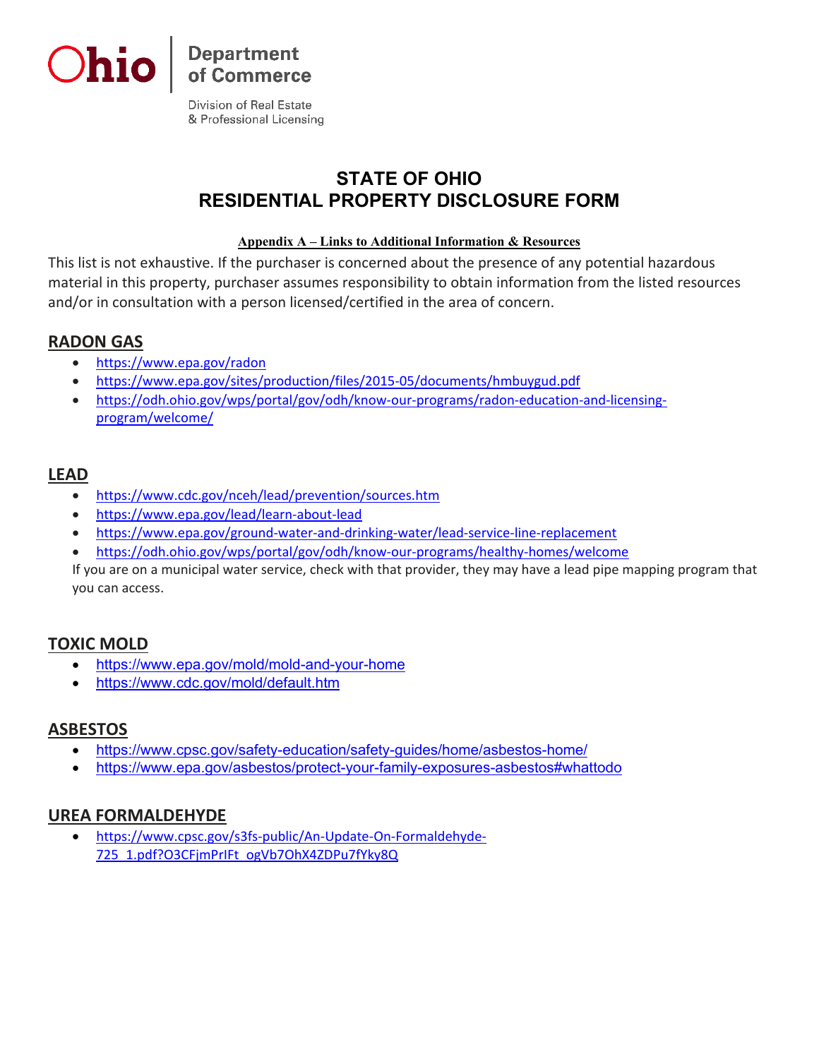Ohio | Department of Commerce

Division of Real Estate & Professional Licensing

# STATE OF OHIO
# RESIDENTIAL PROPERTY DISCLOSURE FORM

**Appendix A – Links to Additional Information & Resources**

This list is not exhaustive. If the purchaser is concerned about the presence of any potential hazardous material in this property, purchaser assumes responsibility to obtain information from the listed resources and/or in consultation with a person licensed/certified in the area of concern.

## RADON GAS

- https://www.epa.gov/radon
- https://www.epa.gov/sites/production/files/2015-05/documents/hmbuygud.pdf
- https://odh.ohio.gov/wps/portal/gov/odh/know-our-programs/radon-education-and-licensing-program/welcome/

## LEAD

- https://www.cdc.gov/nceh/lead/prevention/sources.htm
- https://www.epa.gov/lead/learn-about-lead
- https://www.epa.gov/ground-water-and-drinking-water/lead-service-line-replacement
- https://odh.ohio.gov/wps/portal/gov/odh/know-our-programs/healthy-homes/welcome

If you are on a municipal water service, check with that provider, they may have a lead pipe mapping program that you can access.

## TOXIC MOLD

- https://www.epa.gov/mold/mold-and-your-home
- https://www.cdc.gov/mold/default.htm

## ASBESTOS

- https://www.cpsc.gov/safety-education/safety-guides/home/asbestos-home/
- https://www.epa.gov/asbestos/protect-your-family-exposures-asbestos#whattodo

## UREA FORMALDEHYDE

- https://www.cpsc.gov/s3fs-public/An-Update-On-Formaldehyde-725_1.pdf?O3CFjmPrIFt_ogVb7OhX4ZDPu7fYky8Q